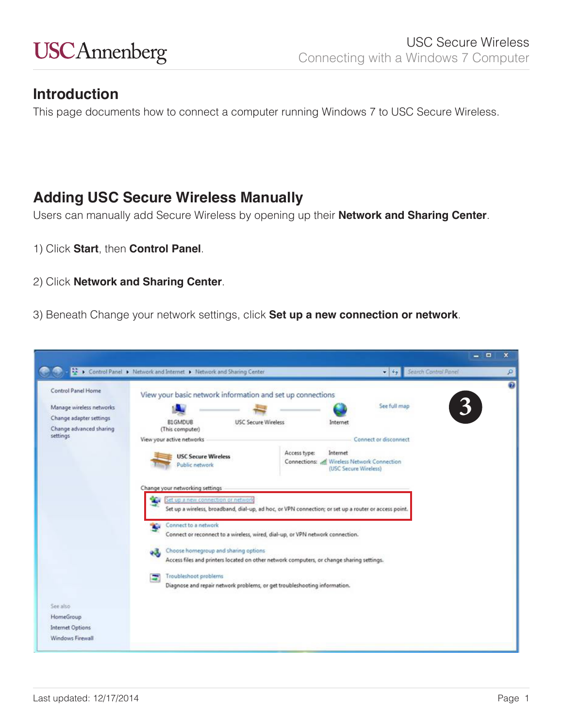# Introduction

This page documents how to connect a computer running Windows 7 to USC Secure Wireless.

# Adding USC Secure Wireless Manually

Users can manually add Secure Wireless by opening up their **Network and Sharing Center**.

1) Click **Start**, then **Control Panel**.

2) Click **Network and Sharing Center**.

3) Beneath Change your network settings, click **Set up a new connection or network**.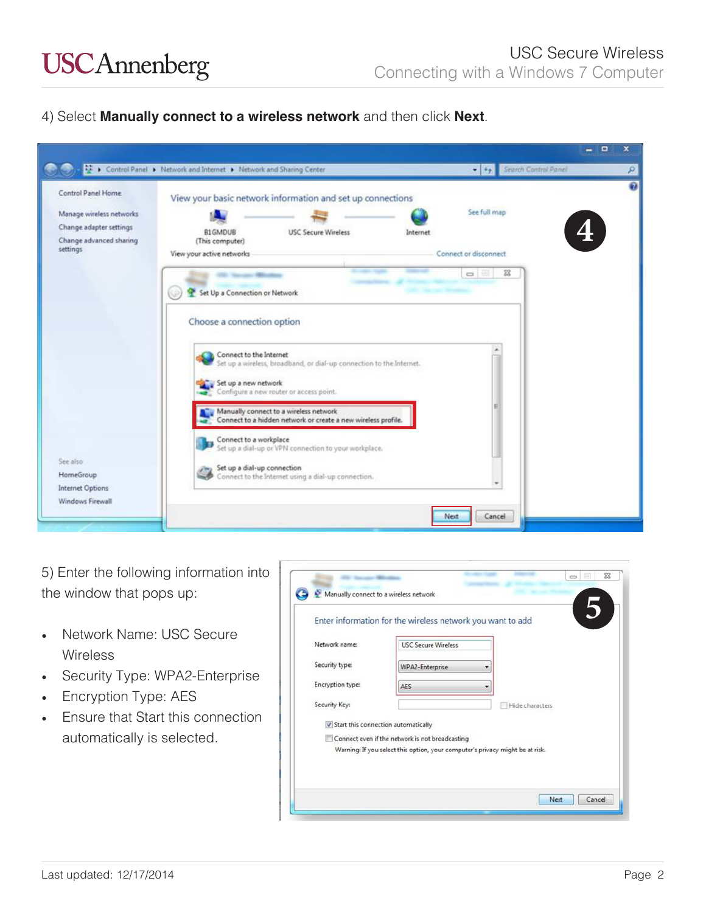4) Select **Manually connect to a wireless network** and then click **Next**.

5) Enter the following information into the window that pops up:

- Network Name: USC Secure Wireless
- Security Type: WPA2-Enterprise
- Encryption Type: AES
- Ensure that Start this connection automatically is selected.

Last updated: 12/17/2014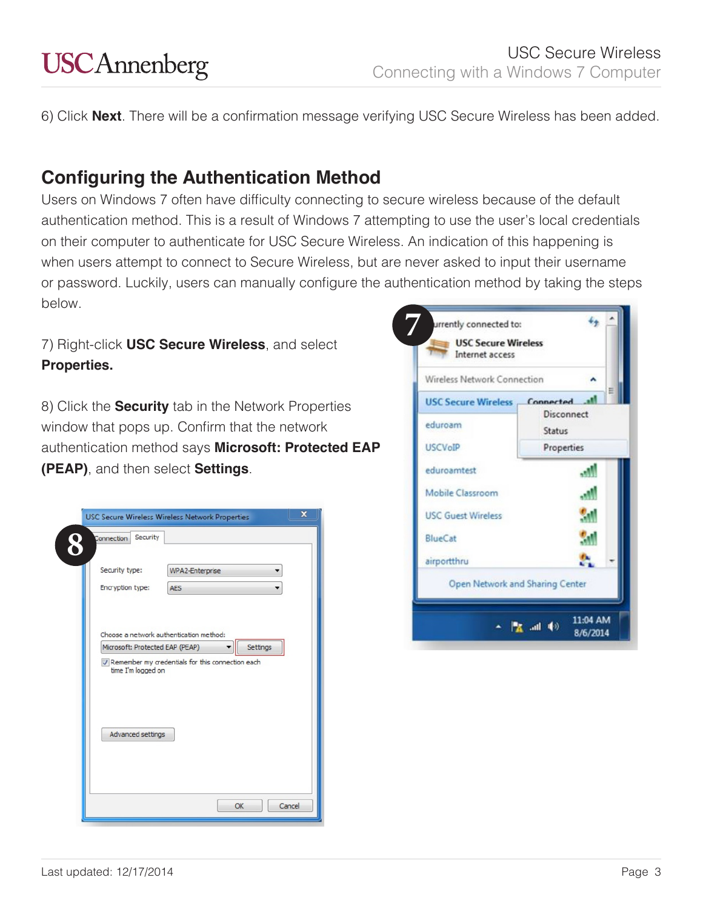6) Click **Next**. There will be a confirmation message verifying USC Secure Wireless has been added.

## Configuring the Authentication Method

Users on Windows 7 often have difficulty connecting to secure wireless because of the default authentication method. This is a result of Windows 7 attempting to use the user's local credentials on their computer to authenticate for USC Secure Wireless. An indication of this happening is when users attempt to connect to Secure Wireless, but are never asked to input their username or password. Luckily, users can manually configure the authentication method by taking the steps below.

7) Right-click **USC Secure Wireless**, and select **Properties.**

8) Click the **Security** tab in the Network Properties window that pops up. Confirm that the network authentication method says **Microsoft: Protected EAP (PEAP)**, and then select **Settings**.

Last updated: 12/17/2014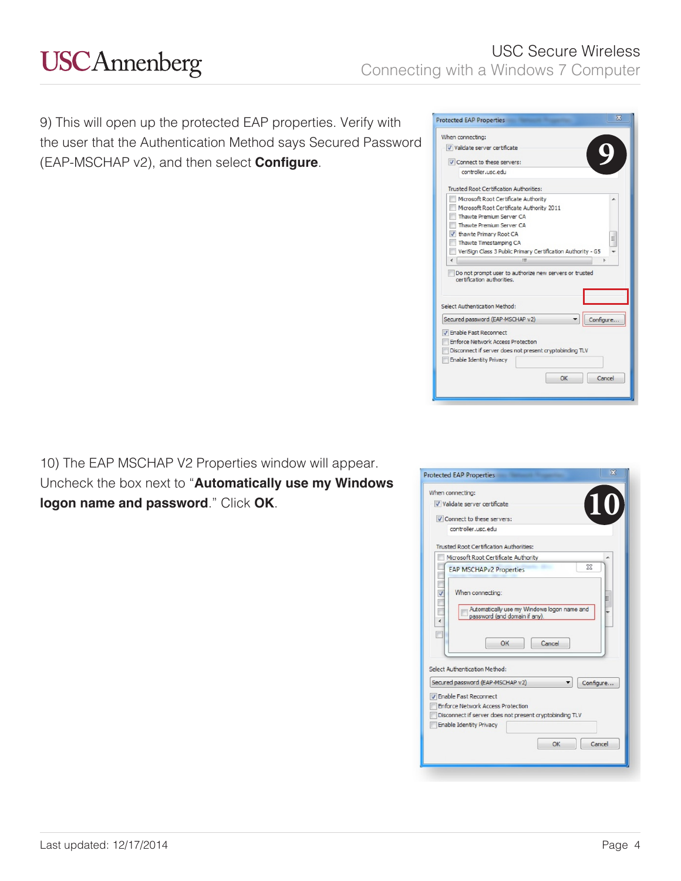9) This will open up the protected EAP properties. Verify with the user that the Authentication Method says Secured Password (EAP-MSCHAP v2), and then select **Configure**.

10) The EAP MSCHAP V2 Properties window will appear. Uncheck the box next to “**Automatically use my Windows logon name and password**.” Click **OK**.

Last updated: 12/17/2014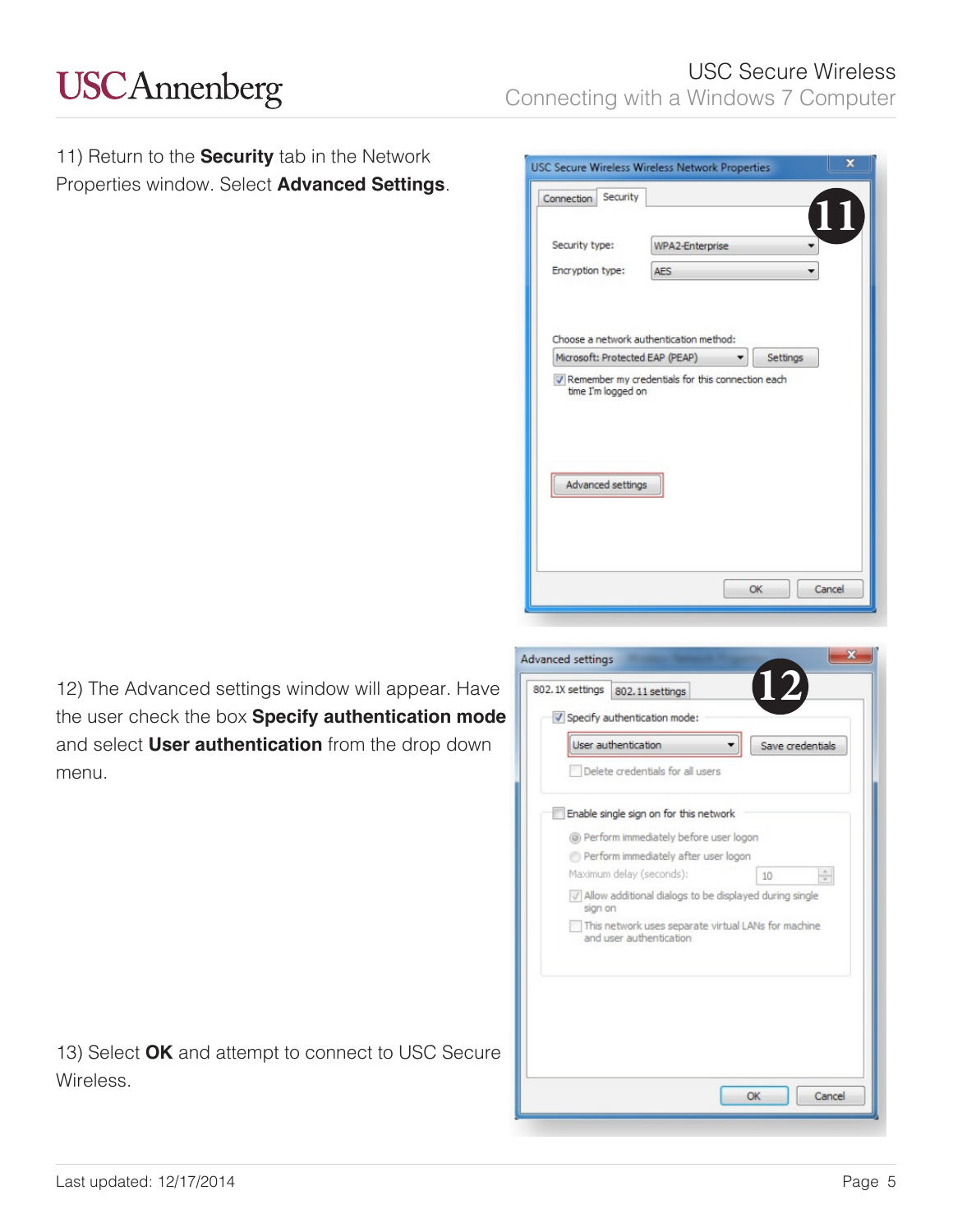11) Return to the **Security** tab in the Network Properties window. Select **Advanced Settings**.

12) The Advanced settings window will appear. Have the user check the box **Specify authentication mode** and select **User authentication** from the drop down menu.

13) Select **OK** and attempt to connect to USC Secure Wireless.